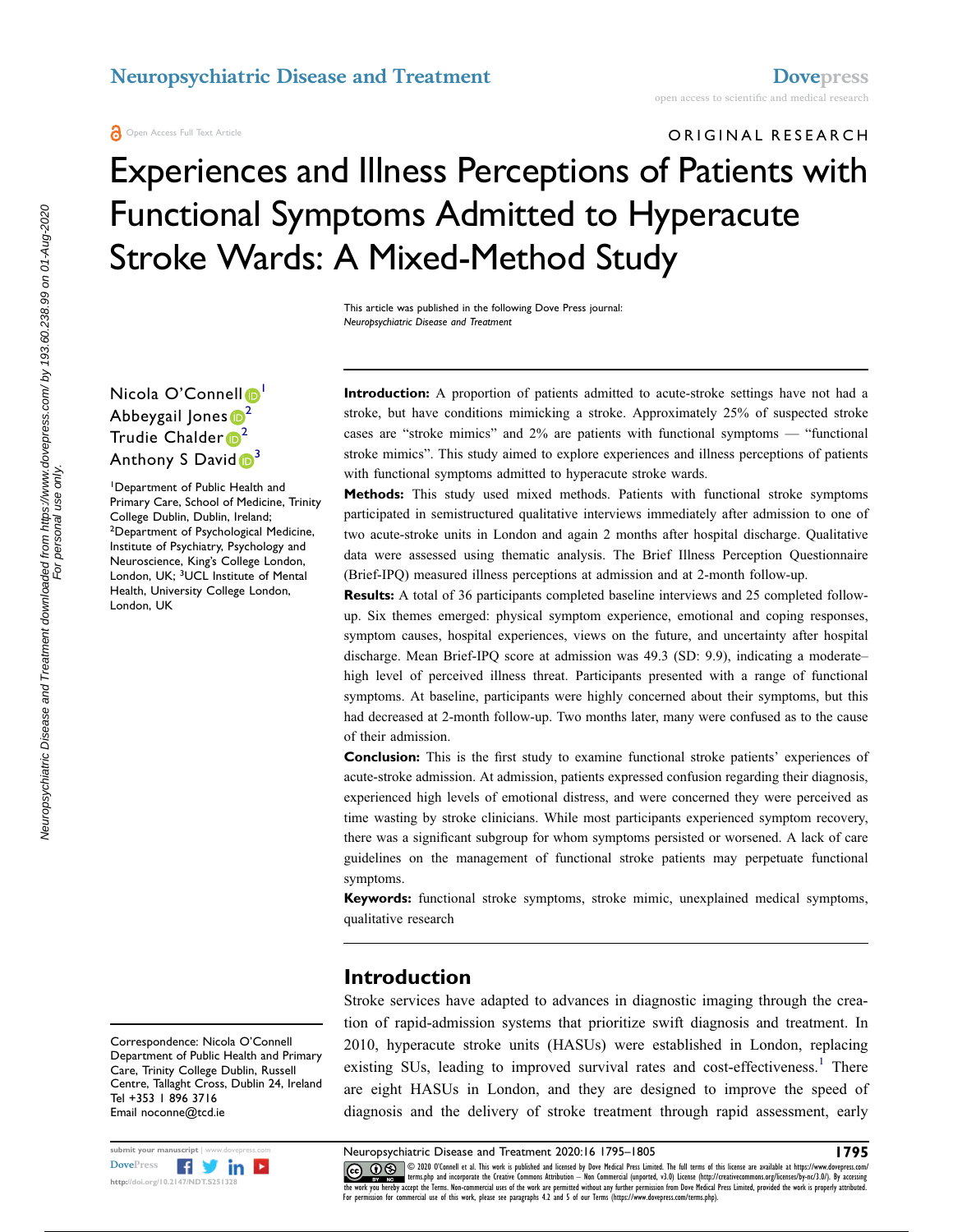Open Access Full Text Article

ORIGINAL RESEARCH

# Experiences and Illness Perceptions of Patients with Functional Symptoms Admitted to Hyperacute Stroke Wards: A Mixed-Method Study

This article was published in the following Dove Press journal:
*Neuropsychiatric Disease and Treatment*

Nicola O'Connell[1]
Abbeygail Jones[2]
Trudie Chalder[2]
Anthony S David[3]

[1]Department of Public Health and Primary Care, School of Medicine, Trinity College Dublin, Dublin, Ireland; [2]Department of Psychological Medicine, Institute of Psychiatry, Psychology and Neuroscience, King's College London, London, UK; [3]UCL Institute of Mental Health, University College London, London, UK

**Introduction:** A proportion of patients admitted to acute-stroke settings have not had a stroke, but have conditions mimicking a stroke. Approximately 25% of suspected stroke cases are "stroke mimics" and 2% are patients with functional symptoms — "functional stroke mimics". This study aimed to explore experiences and illness perceptions of patients with functional symptoms admitted to hyperacute stroke wards.

**Methods:** This study used mixed methods. Patients with functional stroke symptoms participated in semistructured qualitative interviews immediately after admission to one of two acute-stroke units in London and again 2 months after hospital discharge. Qualitative data were assessed using thematic analysis. The Brief Illness Perception Questionnaire (Brief-IPQ) measured illness perceptions at admission and at 2-month follow-up.

**Results:** A total of 36 participants completed baseline interviews and 25 completed follow-up. Six themes emerged: physical symptom experience, emotional and coping responses, symptom causes, hospital experiences, views on the future, and uncertainty after hospital discharge. Mean Brief-IPQ score at admission was 49.3 (SD: 9.9), indicating a moderate–high level of perceived illness threat. Participants presented with a range of functional symptoms. At baseline, participants were highly concerned about their symptoms, but this had decreased at 2-month follow-up. Two months later, many were confused as to the cause of their admission.

**Conclusion:** This is the first study to examine functional stroke patients' experiences of acute-stroke admission. At admission, patients expressed confusion regarding their diagnosis, experienced high levels of emotional distress, and were concerned they were perceived as time wasting by stroke clinicians. While most participants experienced symptom recovery, there was a significant subgroup for whom symptoms persisted or worsened. A lack of care guidelines on the management of functional stroke patients may perpetuate functional symptoms.

**Keywords:** functional stroke symptoms, stroke mimic, unexplained medical symptoms, qualitative research

## Introduction

Stroke services have adapted to advances in diagnostic imaging through the creation of rapid-admission systems that prioritize swift diagnosis and treatment. In 2010, hyperacute stroke units (HASUs) were established in London, replacing existing SUs, leading to improved survival rates and cost-effectiveness.[1] There are eight HASUs in London, and they are designed to improve the speed of diagnosis and the delivery of stroke treatment through rapid assessment, early

Correspondence: Nicola O'Connell
Department of Public Health and Primary Care, Trinity College Dublin, Russell Centre, Tallaght Cross, Dublin 24, Ireland
Tel +353 1 896 3716
Email noconne@tcd.ie

© 2020 O'Connell et al. This work is published and licensed by Dove Medical Press Limited. The full terms of this license are available at https://www.dovepress.com/terms.php and incorporate the Creative Commons Attribution – Non Commercial (unported, v3.0) License (http://creativecommons.org/licenses/by-nc/3.0/). By accessing the work you hereby accept the Terms. Non-commercial uses of the work are permitted without any further permission from Dove Medical Press Limited, provided the work is properly attributed. For permission for commercial use of this work, please see paragraphs 4.2 and 5 of our Terms (https://www.dovepress.com/terms.php).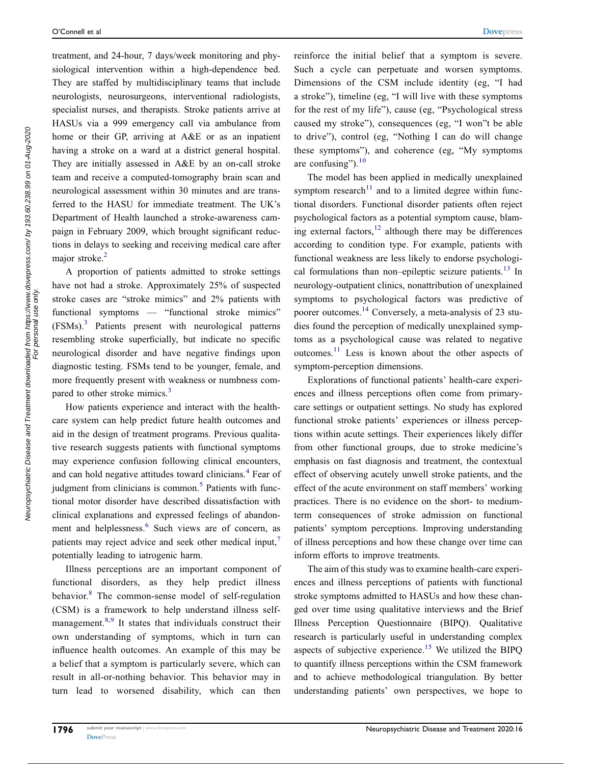treatment, and 24-hour, 7 days/week monitoring and physiological intervention within a high-dependence bed. They are staffed by multidisciplinary teams that include neurologists, neurosurgeons, interventional radiologists, specialist nurses, and therapists. Stroke patients arrive at HASUs via a 999 emergency call via ambulance from home or their GP, arriving at A&E or as an inpatient having a stroke on a ward at a district general hospital. They are initially assessed in A&E by an on-call stroke team and receive a computed-tomography brain scan and neurological assessment within 30 minutes and are transferred to the HASU for immediate treatment. The UK's Department of Health launched a stroke-awareness campaign in February 2009, which brought significant reductions in delays to seeking and receiving medical care after major stroke.[2]

A proportion of patients admitted to stroke settings have not had a stroke. Approximately 25% of suspected stroke cases are "stroke mimics" and 2% patients with functional symptoms — "functional stroke mimics" (FSMs).[3] Patients present with neurological patterns resembling stroke superficially, but indicate no specific neurological disorder and have negative findings upon diagnostic testing. FSMs tend to be younger, female, and more frequently present with weakness or numbness compared to other stroke mimics.[3]

How patients experience and interact with the health-care system can help predict future health outcomes and aid in the design of treatment programs. Previous qualitative research suggests patients with functional symptoms may experience confusion following clinical encounters, and can hold negative attitudes toward clinicians.[4] Fear of judgment from clinicians is common.[5] Patients with functional motor disorder have described dissatisfaction with clinical explanations and expressed feelings of abandonment and helplessness.[6] Such views are of concern, as patients may reject advice and seek other medical input,[7] potentially leading to iatrogenic harm.

Illness perceptions are an important component of functional disorders, as they help predict illness behavior.[8] The common-sense model of self-regulation (CSM) is a framework to help understand illness self-management.[8,9] It states that individuals construct their own understanding of symptoms, which in turn can influence health outcomes. An example of this may be a belief that a symptom is particularly severe, which can result in all-or-nothing behavior. This behavior may in turn lead to worsened disability, which can then reinforce the initial belief that a symptom is severe. Such a cycle can perpetuate and worsen symptoms. Dimensions of the CSM include identity (eg, "I had a stroke"), timeline (eg, "I will live with these symptoms for the rest of my life"), cause (eg, "Psychological stress caused my stroke"), consequences (eg, "I won"t be able to drive"), control (eg, "Nothing I can do will change these symptoms"), and coherence (eg, "My symptoms are confusing").[10]

The model has been applied in medically unexplained symptom research[11] and to a limited degree within functional disorders. Functional disorder patients often reject psychological factors as a potential symptom cause, blaming external factors,[12] although there may be differences according to condition type. For example, patients with functional weakness are less likely to endorse psychological formulations than non–epileptic seizure patients.[13] In neurology-outpatient clinics, nonattribution of unexplained symptoms to psychological factors was predictive of poorer outcomes.[14] Conversely, a meta-analysis of 23 studies found the perception of medically unexplained symptoms as a psychological cause was related to negative outcomes.[11] Less is known about the other aspects of symptom-perception dimensions.

Explorations of functional patients' health-care experiences and illness perceptions often come from primary-care settings or outpatient settings. No study has explored functional stroke patients' experiences or illness perceptions within acute settings. Their experiences likely differ from other functional groups, due to stroke medicine's emphasis on fast diagnosis and treatment, the contextual effect of observing acutely unwell stroke patients, and the effect of the acute environment on staff members' working practices. There is no evidence on the short- to medium-term consequences of stroke admission on functional patients' symptom perceptions. Improving understanding of illness perceptions and how these change over time can inform efforts to improve treatments.

The aim of this study was to examine health-care experiences and illness perceptions of patients with functional stroke symptoms admitted to HASUs and how these changed over time using qualitative interviews and the Brief Illness Perception Questionnaire (BIPQ). Qualitative research is particularly useful in understanding complex aspects of subjective experience.[15] We utilized the BIPQ to quantify illness perceptions within the CSM framework and to achieve methodological triangulation. By better understanding patients' own perspectives, we hope to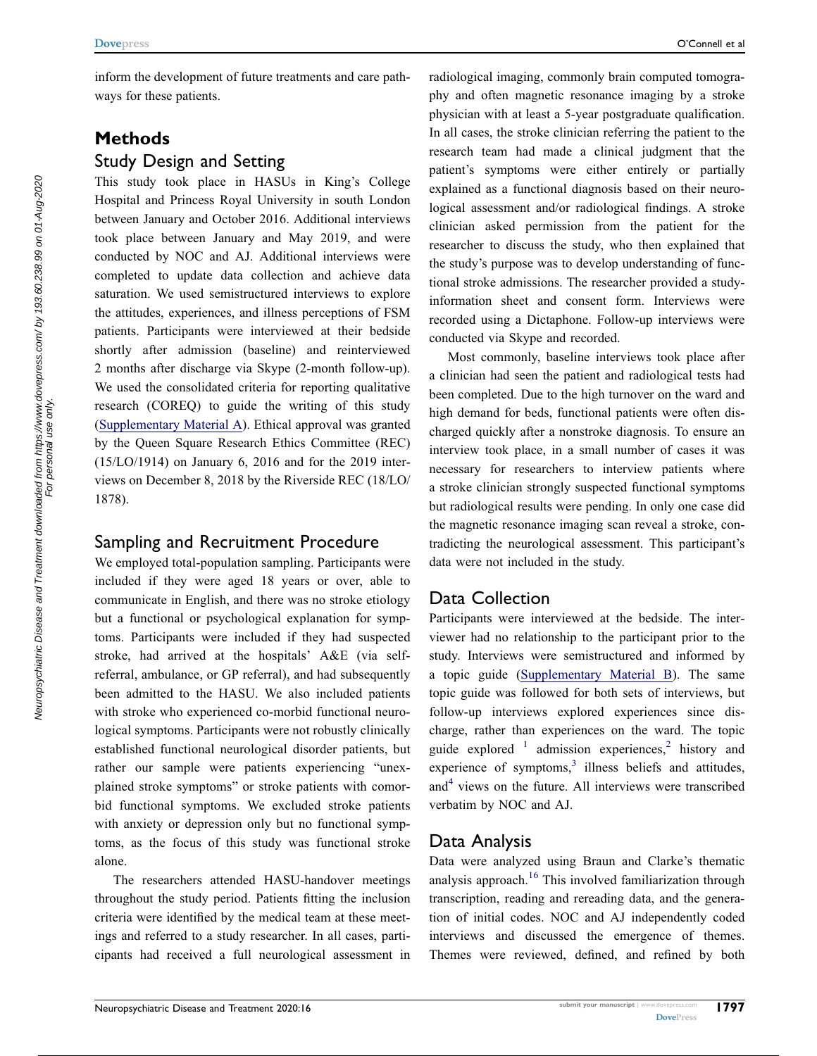inform the development of future treatments and care pathways for these patients.

# Methods

## Study Design and Setting

This study took place in HASUs in King's College Hospital and Princess Royal University in south London between January and October 2016. Additional interviews took place between January and May 2019, and were conducted by NOC and AJ. Additional interviews were completed to update data collection and achieve data saturation. We used semistructured interviews to explore the attitudes, experiences, and illness perceptions of FSM patients. Participants were interviewed at their bedside shortly after admission (baseline) and reinterviewed 2 months after discharge via Skype (2-month follow-up). We used the consolidated criteria for reporting qualitative research (COREQ) to guide the writing of this study (Supplementary Material A). Ethical approval was granted by the Queen Square Research Ethics Committee (REC) (15/LO/1914) on January 6, 2016 and for the 2019 interviews on December 8, 2018 by the Riverside REC (18/LO/1878).

## Sampling and Recruitment Procedure

We employed total-population sampling. Participants were included if they were aged 18 years or over, able to communicate in English, and there was no stroke etiology but a functional or psychological explanation for symptoms. Participants were included if they had suspected stroke, had arrived at the hospitals' A&E (via self-referral, ambulance, or GP referral), and had subsequently been admitted to the HASU. We also included patients with stroke who experienced co-morbid functional neurological symptoms. Participants were not robustly clinically established functional neurological disorder patients, but rather our sample were patients experiencing "unexplained stroke symptoms" or stroke patients with comorbid functional symptoms. We excluded stroke patients with anxiety or depression only but no functional symptoms, as the focus of this study was functional stroke alone.

The researchers attended HASU-handover meetings throughout the study period. Patients fitting the inclusion criteria were identified by the medical team at these meetings and referred to a study researcher. In all cases, participants had received a full neurological assessment in radiological imaging, commonly brain computed tomography and often magnetic resonance imaging by a stroke physician with at least a 5-year postgraduate qualification. In all cases, the stroke clinician referring the patient to the research team had made a clinical judgment that the patient's symptoms were either entirely or partially explained as a functional diagnosis based on their neurological assessment and/or radiological findings. A stroke clinician asked permission from the patient for the researcher to discuss the study, who then explained that the study's purpose was to develop understanding of functional stroke admissions. The researcher provided a study-information sheet and consent form. Interviews were recorded using a Dictaphone. Follow-up interviews were conducted via Skype and recorded.

Most commonly, baseline interviews took place after a clinician had seen the patient and radiological tests had been completed. Due to the high turnover on the ward and high demand for beds, functional patients were often discharged quickly after a nonstroke diagnosis. To ensure an interview took place, in a small number of cases it was necessary for researchers to interview patients where a stroke clinician strongly suspected functional symptoms but radiological results were pending. In only one case did the magnetic resonance imaging scan reveal a stroke, contradicting the neurological assessment. This participant's data were not included in the study.

## Data Collection

Participants were interviewed at the bedside. The interviewer had no relationship to the participant prior to the study. Interviews were semistructured and informed by a topic guide (Supplementary Material B). The same topic guide was followed for both sets of interviews, but follow-up interviews explored experiences since discharge, rather than experiences on the ward. The topic guide explored [1] admission experiences,[2] history and experience of symptoms,[3] illness beliefs and attitudes, and[4] views on the future. All interviews were transcribed verbatim by NOC and AJ.

## Data Analysis

Data were analyzed using Braun and Clarke's thematic analysis approach.[16] This involved familiarization through transcription, reading and rereading data, and the generation of initial codes. NOC and AJ independently coded interviews and discussed the emergence of themes. Themes were reviewed, defined, and refined by both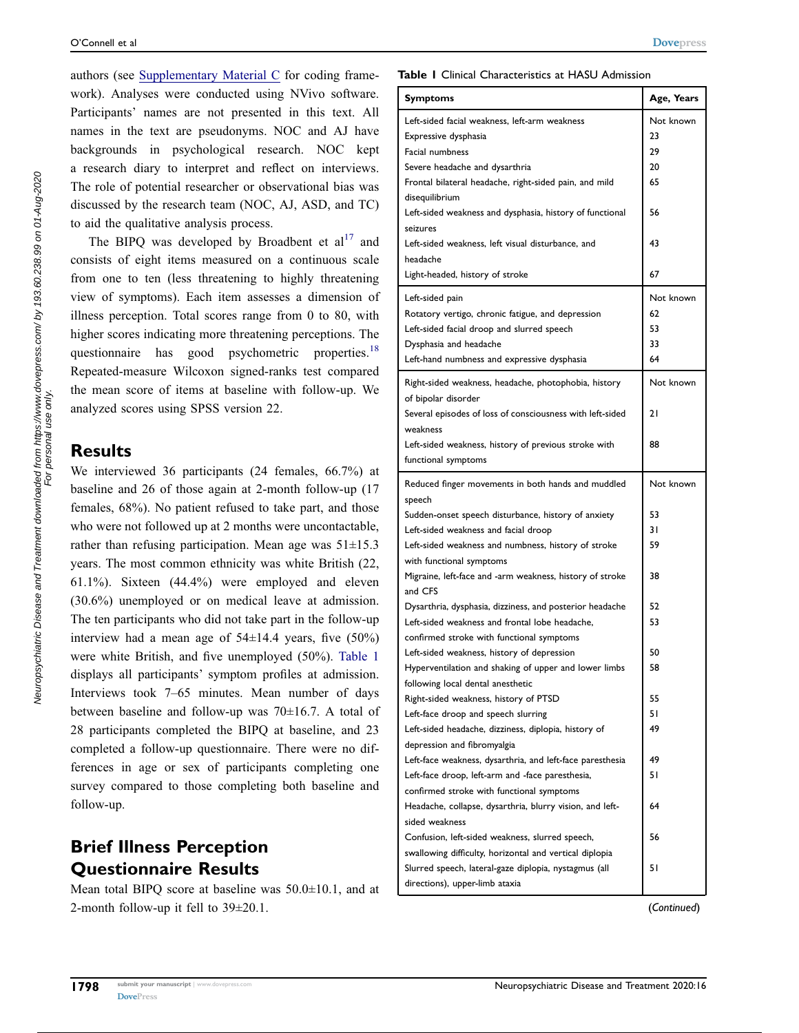authors (see Supplementary Material C for coding framework). Analyses were conducted using NVivo software. Participants' names are not presented in this text. All names in the text are pseudonyms. NOC and AJ have backgrounds in psychological research. NOC kept a research diary to interpret and reflect on interviews. The role of potential researcher or observational bias was discussed by the research team (NOC, AJ, ASD, and TC) to aid the qualitative analysis process.

The BIPQ was developed by Broadbent et al[17] and consists of eight items measured on a continuous scale from one to ten (less threatening to highly threatening view of symptoms). Each item assesses a dimension of illness perception. Total scores range from 0 to 80, with higher scores indicating more threatening perceptions. The questionnaire has good psychometric properties.[18] Repeated-measure Wilcoxon signed-ranks test compared the mean score of items at baseline with follow-up. We analyzed scores using SPSS version 22.

## Results

We interviewed 36 participants (24 females, 66.7%) at baseline and 26 of those again at 2-month follow-up (17 females, 68%). No patient refused to take part, and those who were not followed up at 2 months were uncontactable, rather than refusing participation. Mean age was 51±15.3 years. The most common ethnicity was white British (22, 61.1%). Sixteen (44.4%) were employed and eleven (30.6%) unemployed or on medical leave at admission. The ten participants who did not take part in the follow-up interview had a mean age of 54±14.4 years, five (50%) were white British, and five unemployed (50%). Table 1 displays all participants' symptom profiles at admission. Interviews took 7–65 minutes. Mean number of days between baseline and follow-up was 70±16.7. A total of 28 participants completed the BIPQ at baseline, and 23 completed a follow-up questionnaire. There were no differences in age or sex of participants completing one survey compared to those completing both baseline and follow-up.

## Brief Illness Perception Questionnaire Results

Mean total BIPQ score at baseline was 50.0±10.1, and at 2-month follow-up it fell to 39±20.1.

**Table 1** Clinical Characteristics at HASU Admission

| Symptoms | Age, Years |
|---|---|
| Left-sided facial weakness, left-arm weakness | Not known |
| Expressive dysphasia | 23 |
| Facial numbness | 29 |
| Severe headache and dysarthria | 20 |
| Frontal bilateral headache, right-sided pain, and mild disequilibrium | 65 |
| Left-sided weakness and dysphasia, history of functional seizures | 56 |
| Left-sided weakness, left visual disturbance, and headache | 43 |
| Light-headed, history of stroke | 67 |
| Left-sided pain | Not known |
| Rotatory vertigo, chronic fatigue, and depression | 62 |
| Left-sided facial droop and slurred speech | 53 |
| Dysphagia and headache | 33 |
| Left-hand numbness and expressive dysphasia | 64 |
| Right-sided weakness, headache, photophobia, history of bipolar disorder | Not known |
| Several episodes of loss of consciousness with left-sided weakness | 21 |
| Left-sided weakness, history of previous stroke with functional symptoms | 88 |
| Reduced finger movements in both hands and muddled speech | Not known |
| Sudden-onset speech disturbance, history of anxiety | 53 |
| Left-sided weakness and facial droop | 31 |
| Left-sided weakness and numbness, history of stroke with functional symptoms | 59 |
| Migraine, left-face and -arm weakness, history of stroke and CFS | 38 |
| Dysarthria, dysphasia, dizziness, and posterior headache | 52 |
| Left-sided weakness and frontal lobe headache, confirmed stroke with functional symptoms | 53 |
| Left-sided weakness, history of depression | 50 |
| Hyperventilation and shaking of upper and lower limbs following local dental anesthetic | 58 |
| Right-sided weakness, history of PTSD | 55 |
| Left-face droop and speech slurring | 51 |
| Left-sided headache, dizziness, diplopia, history of depression and fibromyalgia | 49 |
| Left-face weakness, dysarthria, and left-face paresthesia | 49 |
| Left-face droop, left-arm and -face paresthesia, confirmed stroke with functional symptoms | 51 |
| Headache, collapse, dysarthria, blurry vision, and left-sided weakness | 64 |
| Confusion, left-sided weakness, slurred speech, swallowing difficulty, horizontal and vertical diplopia | 56 |
| Slurred speech, lateral-gaze diplopia, nystagmus (all directions), upper-limb ataxia | 51 |

(*Continued*)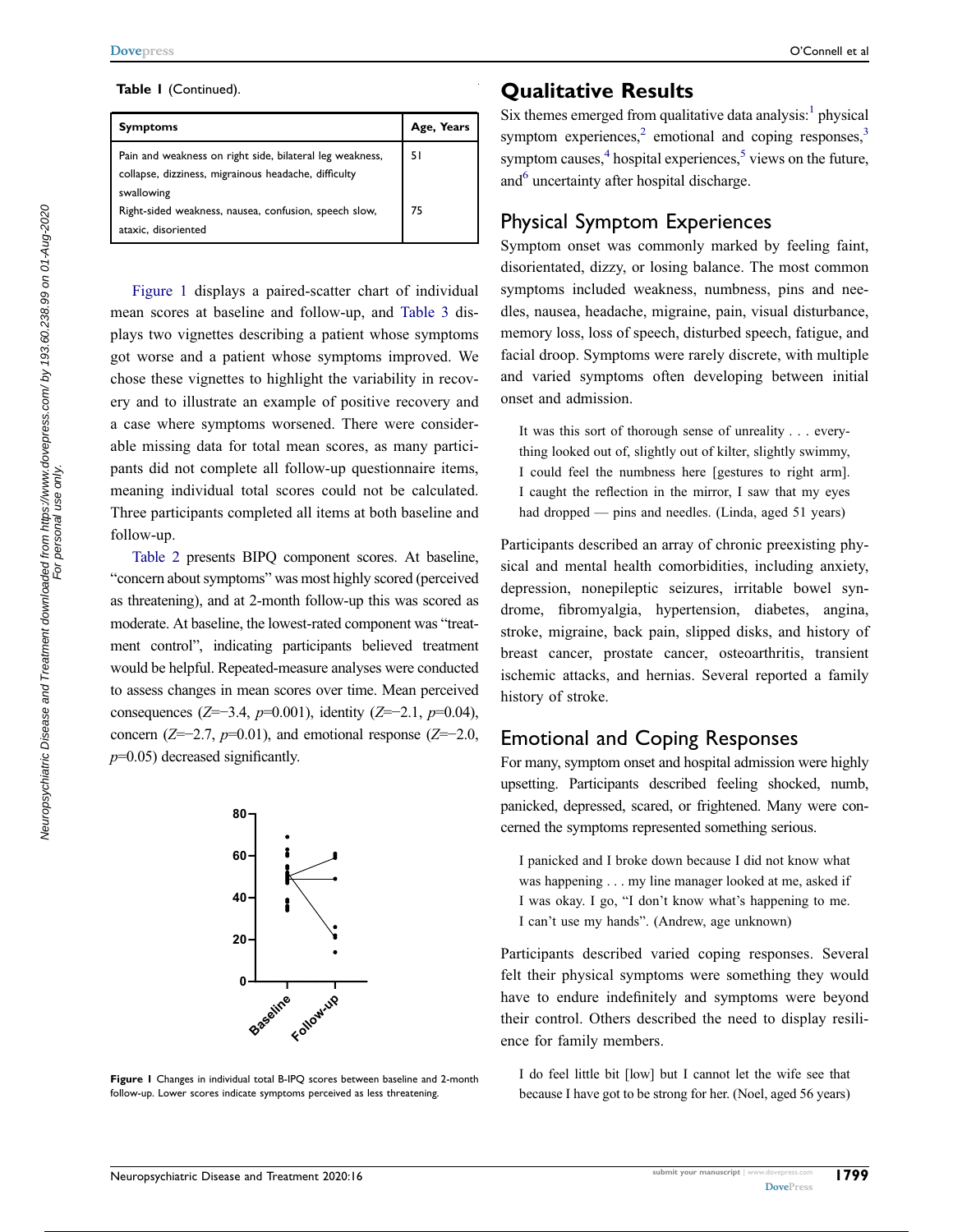**Table 1** (Continued).

| Symptoms | Age, Years |
|---|---|
| Pain and weakness on right side, bilateral leg weakness, collapse, dizziness, migrainous headache, difficulty swallowing | 51 |
| Right-sided weakness, nausea, confusion, speech slow, ataxic, disoriented | 75 |

Figure 1 displays a paired-scatter chart of individual mean scores at baseline and follow-up, and Table 3 displays two vignettes describing a patient whose symptoms got worse and a patient whose symptoms improved. We chose these vignettes to highlight the variability in recovery and to illustrate an example of positive recovery and a case where symptoms worsened. There were considerable missing data for total mean scores, as many participants did not complete all follow-up questionnaire items, meaning individual total scores could not be calculated. Three participants completed all items at both baseline and follow-up.

Table 2 presents BIPQ component scores. At baseline, "concern about symptoms" was most highly scored (perceived as threatening), and at 2-month follow-up this was scored as moderate. At baseline, the lowest-rated component was "treatment control", indicating participants believed treatment would be helpful. Repeated-measure analyses were conducted to assess changes in mean scores over time. Mean perceived consequences ($Z$=−3.4, $p$=0.001), identity ($Z$=−2.1, $p$=0.04), concern ($Z$=−2.7, $p$=0.01), and emotional response ($Z$=−2.0, $p$=0.05) decreased significantly.

**Figure 1** Changes in individual total B-IPQ scores between baseline and 2-month follow-up. Lower scores indicate symptoms perceived as less threatening.

## Qualitative Results

Six themes emerged from qualitative data analysis:[1] physical symptom experiences,[2] emotional and coping responses,[3] symptom causes,[4] hospital experiences,[5] views on the future, and[6] uncertainty after hospital discharge.

### Physical Symptom Experiences

Symptom onset was commonly marked by feeling faint, disorientated, dizzy, or losing balance. The most common symptoms included weakness, numbness, pins and needles, nausea, headache, migraine, pain, visual disturbance, memory loss, loss of speech, disturbed speech, fatigue, and facial droop. Symptoms were rarely discrete, with multiple and varied symptoms often developing between initial onset and admission.

> It was this sort of thorough sense of unreality . . . everything looked out of, slightly out of kilter, slightly swimmy, I could feel the numbness here [gestures to right arm]. I caught the reflection in the mirror, I saw that my eyes had dropped — pins and needles. (Linda, aged 51 years)

Participants described an array of chronic preexisting physical and mental health comorbidities, including anxiety, depression, nonepileptic seizures, irritable bowel syndrome, fibromyalgia, hypertension, diabetes, angina, stroke, migraine, back pain, slipped disks, and history of breast cancer, prostate cancer, osteoarthritis, transient ischemic attacks, and hernias. Several reported a family history of stroke.

### Emotional and Coping Responses

For many, symptom onset and hospital admission were highly upsetting. Participants described feeling shocked, numb, panicked, depressed, scared, or frightened. Many were concerned the symptoms represented something serious.

> I panicked and I broke down because I did not know what was happening . . . my line manager looked at me, asked if I was okay. I go, "I don't know what's happening to me. I can't use my hands". (Andrew, age unknown)

Participants described varied coping responses. Several felt their physical symptoms were something they would have to endure indefinitely and symptoms were beyond their control. Others described the need to display resilience for family members.

> I do feel little bit [low] but I cannot let the wife see that because I have got to be strong for her. (Noel, aged 56 years)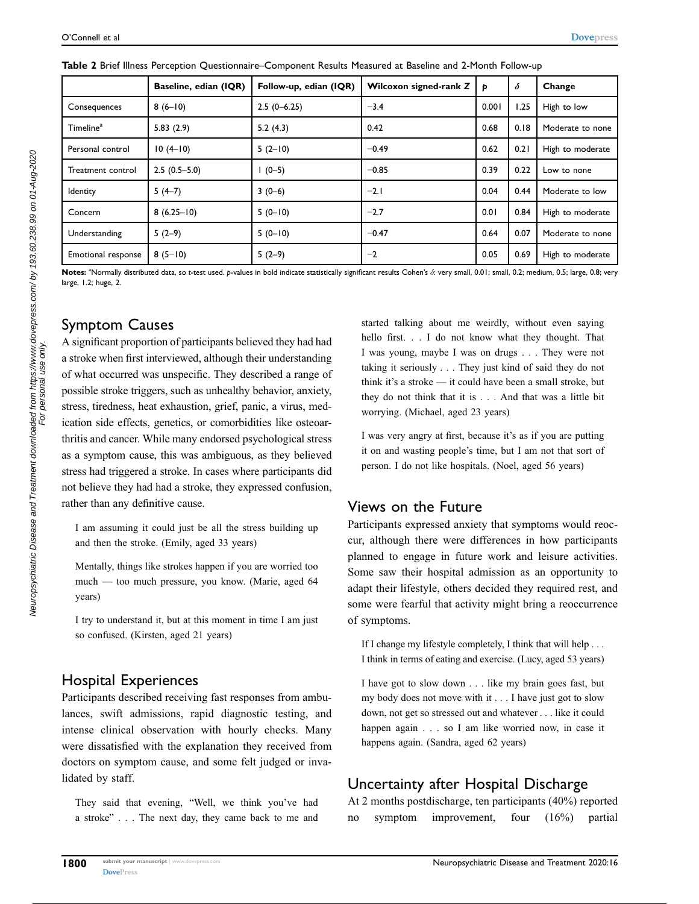**Table 2** Brief Illness Perception Questionnaire–Component Results Measured at Baseline and 2-Month Follow-up

| | Baseline, edian (IQR) | Follow-up, edian (IQR) | Wilcoxon signed-rank *Z* | *p* | *δ* | Change |
|---|---|---|---|---|---|---|
| Consequences | 8 (6–10) | 2.5 (0–6.25) | −3.4 | 0.001 | 1.25 | High to low |
| Timeline[a] | 5.83 (2.9) | 5.2 (4.3) | 0.42 | 0.68 | 0.18 | Moderate to none |
| Personal control | 10 (4–10) | 5 (2–10) | −0.49 | 0.62 | 0.21 | High to moderate |
| Treatment control | 2.5 (0.5–5.0) | 1 (0–5) | −0.85 | 0.39 | 0.22 | Low to none |
| Identity | 5 (4–7) | 3 (0–6) | −2.1 | 0.04 | 0.44 | Moderate to low |
| Concern | 8 (6.25–10) | 5 (0–10) | −2.7 | 0.01 | 0.84 | High to moderate |
| Understanding | 5 (2–9) | 5 (0–10) | −0.47 | 0.64 | 0.07 | Moderate to none |
| Emotional response | 8 (5–10) | 5 (2–9) | −2 | 0.05 | 0.69 | High to moderate |

**Notes:** [a]Normally distributed data, so *t*-test used. *p*-values in bold indicate statistically significant results Cohen's *δ*: very small, 0.01; small, 0.2; medium, 0.5; large, 0.8; very large, 1.2; huge, 2.

## Symptom Causes

A significant proportion of participants believed they had had a stroke when first interviewed, although their understanding of what occurred was unspecific. They described a range of possible stroke triggers, such as unhealthy behavior, anxiety, stress, tiredness, heat exhaustion, grief, panic, a virus, medication side effects, genetics, or comorbidities like osteoarthritis and cancer. While many endorsed psychological stress as a symptom cause, this was ambiguous, as they believed stress had triggered a stroke. In cases where participants did not believe they had had a stroke, they expressed confusion, rather than any definitive cause.

> I am assuming it could just be all the stress building up and then the stroke. (Emily, aged 33 years)

> Mentally, things like strokes happen if you are worried too much — too much pressure, you know. (Marie, aged 64 years)

> I try to understand it, but at this moment in time I am just so confused. (Kirsten, aged 21 years)

## Hospital Experiences

Participants described receiving fast responses from ambulances, swift admissions, rapid diagnostic testing, and intense clinical observation with hourly checks. Many were dissatisfied with the explanation they received from doctors on symptom cause, and some felt judged or invalidated by staff.

> They said that evening, "Well, we think you've had a stroke" . . . The next day, they came back to me and started talking about me weirdly, without even saying hello first. . . I do not know what they thought. That I was young, maybe I was on drugs . . . They were not taking it seriously . . . They just kind of said they do not think it's a stroke — it could have been a small stroke, but they do not think that it is . . . And that was a little bit worrying. (Michael, aged 23 years)

> I was very angry at first, because it's as if you are putting it on and wasting people's time, but I am not that sort of person. I do not like hospitals. (Noel, aged 56 years)

## Views on the Future

Participants expressed anxiety that symptoms would reoccur, although there were differences in how participants planned to engage in future work and leisure activities. Some saw their hospital admission as an opportunity to adapt their lifestyle, others decided they required rest, and some were fearful that activity might bring a reoccurrence of symptoms.

> If I change my lifestyle completely, I think that will help . . . I think in terms of eating and exercise. (Lucy, aged 53 years)

> I have got to slow down . . . like my brain goes fast, but my body does not move with it . . . I have just got to slow down, not get so stressed out and whatever . . . like it could happen again . . . so I am like worried now, in case it happens again. (Sandra, aged 62 years)

## Uncertainty after Hospital Discharge

At 2 months postdischarge, ten participants (40%) reported no symptom improvement, four (16%) partial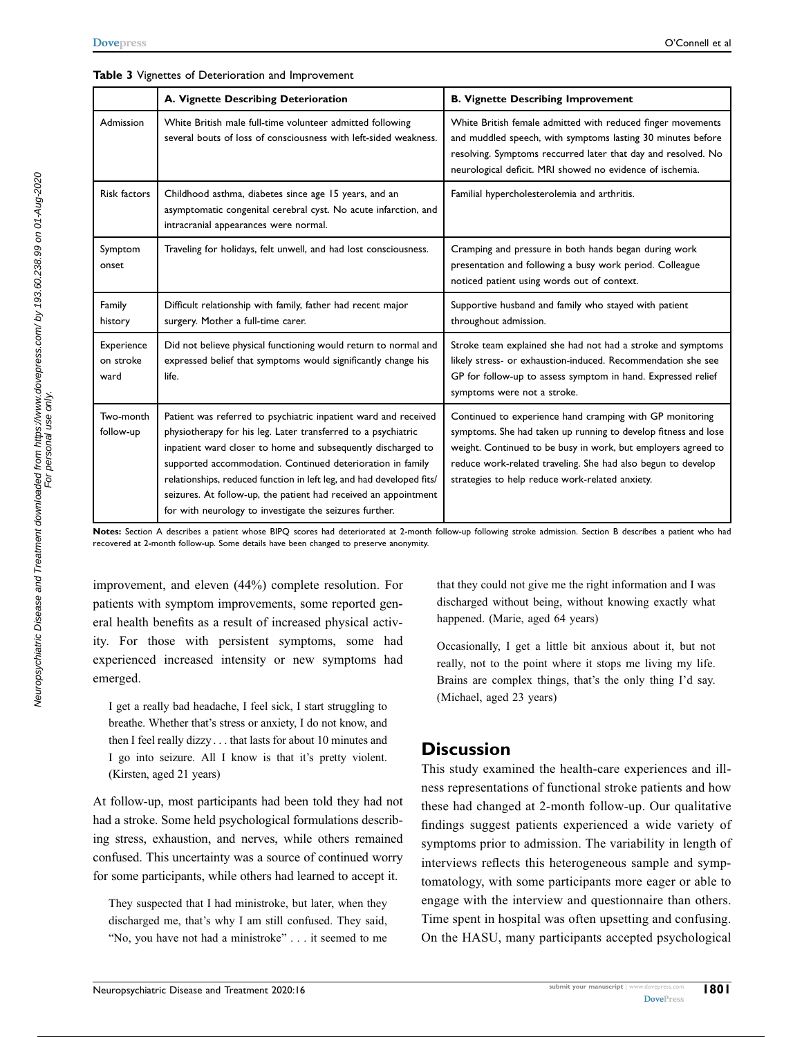**Table 3** Vignettes of Deterioration and Improvement

| | A. Vignette Describing Deterioration | B. Vignette Describing Improvement |
|---|---|---|
| Admission | White British male full-time volunteer admitted following several bouts of loss of consciousness with left-sided weakness. | White British female admitted with reduced finger movements and muddled speech, with symptoms lasting 30 minutes before resolving. Symptoms reccurred later that day and resolved. No neurological deficit. MRI showed no evidence of ischemia. |
| Risk factors | Childhood asthma, diabetes since age 15 years, and an asymptomatic congenital cerebral cyst. No acute infarction, and intracranial appearances were normal. | Familial hypercholesterolemia and arthritis. |
| Symptom onset | Traveling for holidays, felt unwell, and had lost consciousness. | Cramping and pressure in both hands began during work presentation and following a busy work period. Colleague noticed patient using words out of context. |
| Family history | Difficult relationship with family, father had recent major surgery. Mother a full-time carer. | Supportive husband and family who stayed with patient throughout admission. |
| Experience on stroke ward | Did not believe physical functioning would return to normal and expressed belief that symptoms would significantly change his life. | Stroke team explained she had not had a stroke and symptoms likely stress- or exhaustion-induced. Recommendation she see GP for follow-up to assess symptom in hand. Expressed relief symptoms were not a stroke. |
| Two-month follow-up | Patient was referred to psychiatric inpatient ward and received physiotherapy for his leg. Later transferred to a psychiatric inpatient ward closer to home and subsequently discharged to supported accommodation. Continued deterioration in family relationships, reduced function in left leg, and had developed fits/seizures. At follow-up, the patient had received an appointment for with neurology to investigate the seizures further. | Continued to experience hand cramping with GP monitoring symptoms. She had taken up running to develop fitness and lose weight. Continued to be busy in work, but employers agreed to reduce work-related traveling. She had also begun to develop strategies to help reduce work-related anxiety. |

**Notes:** Section A describes a patient whose BIPQ scores had deteriorated at 2-month follow-up following stroke admission. Section B describes a patient who had recovered at 2-month follow-up. Some details have been changed to preserve anonymity.

improvement, and eleven (44%) complete resolution. For patients with symptom improvements, some reported general health benefits as a result of increased physical activity. For those with persistent symptoms, some had experienced increased intensity or new symptoms had emerged.

> I get a really bad headache, I feel sick, I start struggling to breathe. Whether that's stress or anxiety, I do not know, and then I feel really dizzy . . . that lasts for about 10 minutes and I go into seizure. All I know is that it's pretty violent. (Kirsten, aged 21 years)

At follow-up, most participants had been told they had not had a stroke. Some held psychological formulations describing stress, exhaustion, and nerves, while others remained confused. This uncertainty was a source of continued worry for some participants, while others had learned to accept it.

> They suspected that I had ministroke, but later, when they discharged me, that's why I am still confused. They said, "No, you have not had a ministroke" . . . it seemed to me that they could not give me the right information and I was discharged without being, without knowing exactly what happened. (Marie, aged 64 years)

> Occasionally, I get a little bit anxious about it, but not really, not to the point where it stops me living my life. Brains are complex things, that's the only thing I'd say. (Michael, aged 23 years)

## Discussion

This study examined the health-care experiences and illness representations of functional stroke patients and how these had changed at 2-month follow-up. Our qualitative findings suggest patients experienced a wide variety of symptoms prior to admission. The variability in length of interviews reflects this heterogeneous sample and symptomatology, with some participants more eager or able to engage with the interview and questionnaire than others. Time spent in hospital was often upsetting and confusing. On the HASU, many participants accepted psychological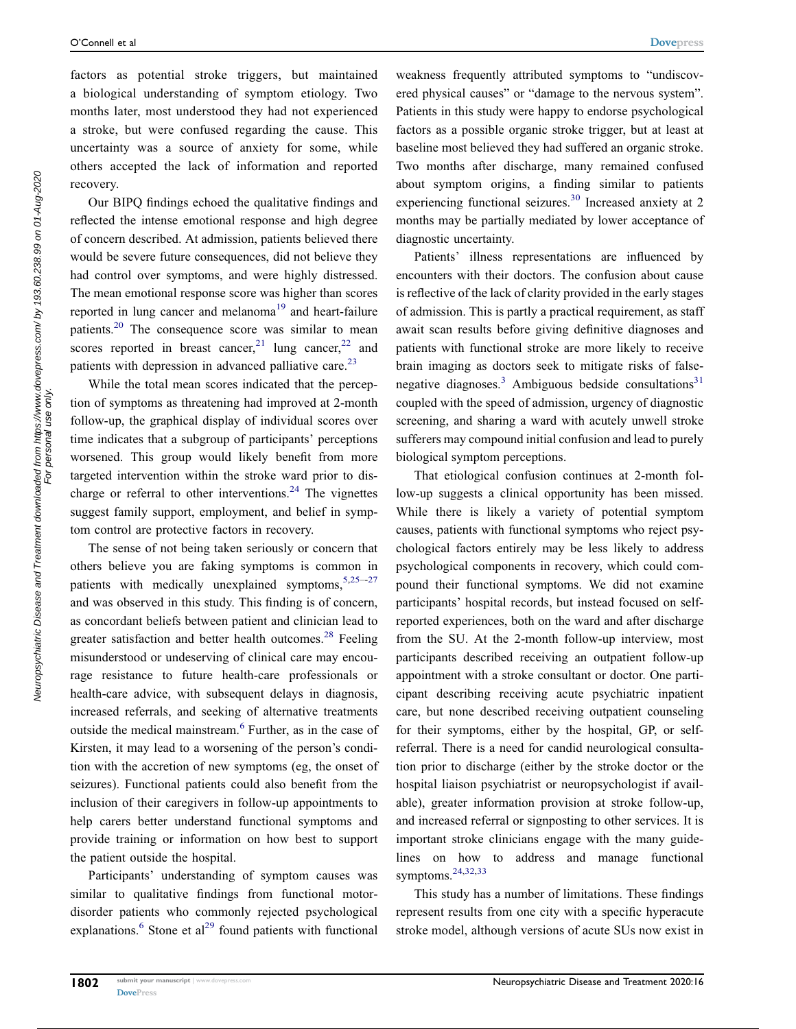factors as potential stroke triggers, but maintained a biological understanding of symptom etiology. Two months later, most understood they had not experienced a stroke, but were confused regarding the cause. This uncertainty was a source of anxiety for some, while others accepted the lack of information and reported recovery.

Our BIPQ findings echoed the qualitative findings and reflected the intense emotional response and high degree of concern described. At admission, patients believed there would be severe future consequences, did not believe they had control over symptoms, and were highly distressed. The mean emotional response score was higher than scores reported in lung cancer and melanoma[19] and heart-failure patients.[20] The consequence score was similar to mean scores reported in breast cancer,[21] lung cancer,[22] and patients with depression in advanced palliative care.[23]

While the total mean scores indicated that the perception of symptoms as threatening had improved at 2-month follow-up, the graphical display of individual scores over time indicates that a subgroup of participants' perceptions worsened. This group would likely benefit from more targeted intervention within the stroke ward prior to discharge or referral to other interventions.[24] The vignettes suggest family support, employment, and belief in symptom control are protective factors in recovery.

The sense of not being taken seriously or concern that others believe you are faking symptoms is common in patients with medically unexplained symptoms,[5,25–27] and was observed in this study. This finding is of concern, as concordant beliefs between patient and clinician lead to greater satisfaction and better health outcomes.[28] Feeling misunderstood or undeserving of clinical care may encourage resistance to future health-care professionals or health-care advice, with subsequent delays in diagnosis, increased referrals, and seeking of alternative treatments outside the medical mainstream.[6] Further, as in the case of Kirsten, it may lead to a worsening of the person's condition with the accretion of new symptoms (eg, the onset of seizures). Functional patients could also benefit from the inclusion of their caregivers in follow-up appointments to help carers better understand functional symptoms and provide training or information on how best to support the patient outside the hospital.

Participants' understanding of symptom causes was similar to qualitative findings from functional motor-disorder patients who commonly rejected psychological explanations.[6] Stone et al[29] found patients with functional weakness frequently attributed symptoms to "undiscovered physical causes" or "damage to the nervous system". Patients in this study were happy to endorse psychological factors as a possible organic stroke trigger, but at least at baseline most believed they had suffered an organic stroke. Two months after discharge, many remained confused about symptom origins, a finding similar to patients experiencing functional seizures.[30] Increased anxiety at 2 months may be partially mediated by lower acceptance of diagnostic uncertainty.

Patients' illness representations are influenced by encounters with their doctors. The confusion about cause is reflective of the lack of clarity provided in the early stages of admission. This is partly a practical requirement, as staff await scan results before giving definitive diagnoses and patients with functional stroke are more likely to receive brain imaging as doctors seek to mitigate risks of false-negative diagnoses.[3] Ambiguous bedside consultations[31] coupled with the speed of admission, urgency of diagnostic screening, and sharing a ward with acutely unwell stroke sufferers may compound initial confusion and lead to purely biological symptom perceptions.

That etiological confusion continues at 2-month follow-up suggests a clinical opportunity has been missed. While there is likely a variety of potential symptom causes, patients with functional symptoms who reject psychological factors entirely may be less likely to address psychological components in recovery, which could compound their functional symptoms. We did not examine participants' hospital records, but instead focused on self-reported experiences, both on the ward and after discharge from the SU. At the 2-month follow-up interview, most participants described receiving an outpatient follow-up appointment with a stroke consultant or doctor. One participant describing receiving acute psychiatric inpatient care, but none described receiving outpatient counseling for their symptoms, either by the hospital, GP, or self-referral. There is a need for candid neurological consultation prior to discharge (either by the stroke doctor or the hospital liaison psychiatrist or neuropsychologist if available), greater information provision at stroke follow-up, and increased referral or signposting to other services. It is important stroke clinicians engage with the many guidelines on how to address and manage functional symptoms.[24,32,33]

This study has a number of limitations. These findings represent results from one city with a specific hyperacute stroke model, although versions of acute SUs now exist in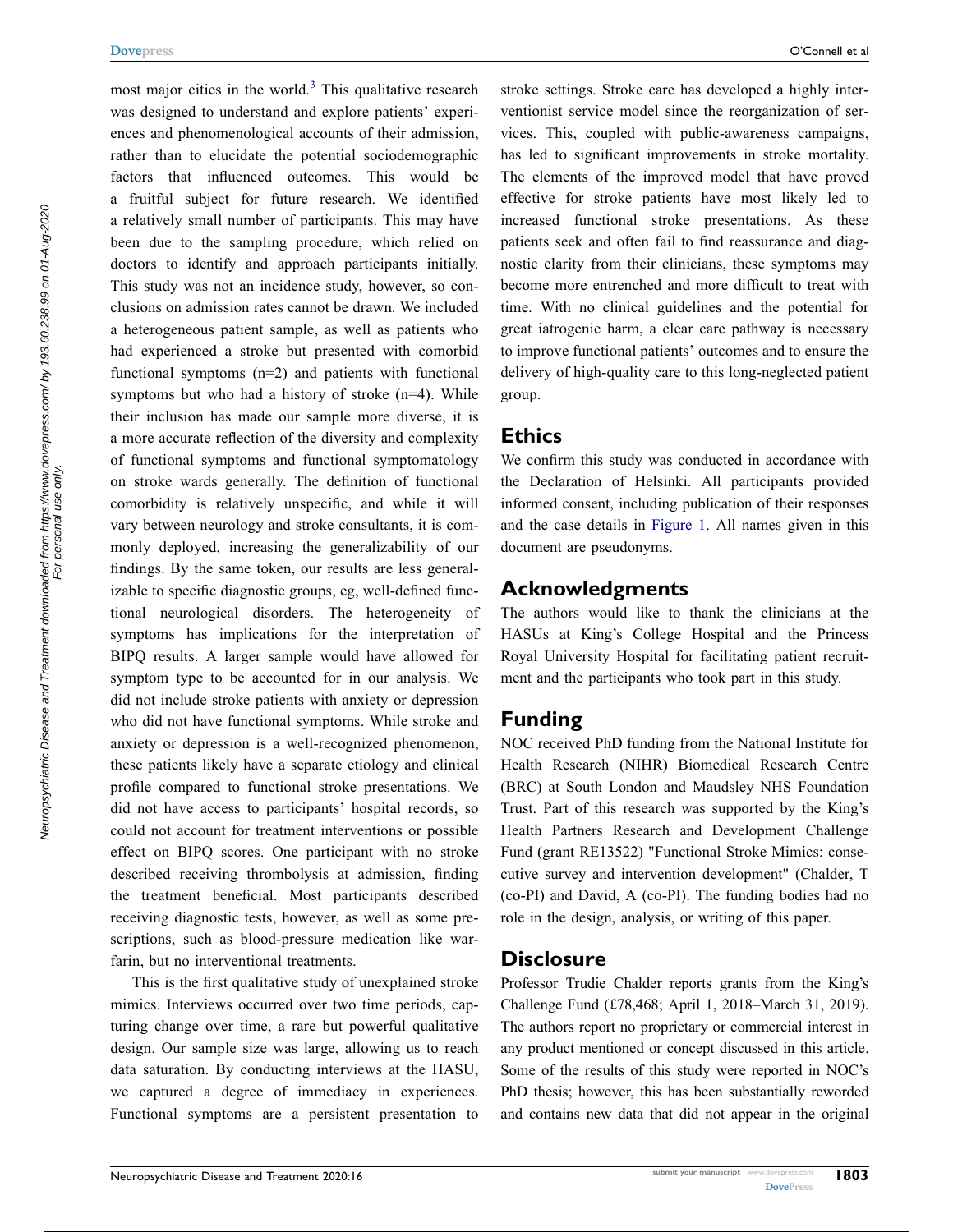most major cities in the world.[3] This qualitative research was designed to understand and explore patients' experiences and phenomenological accounts of their admission, rather than to elucidate the potential sociodemographic factors that influenced outcomes. This would be a fruitful subject for future research. We identified a relatively small number of participants. This may have been due to the sampling procedure, which relied on doctors to identify and approach participants initially. This study was not an incidence study, however, so conclusions on admission rates cannot be drawn. We included a heterogeneous patient sample, as well as patients who had experienced a stroke but presented with comorbid functional symptoms (n=2) and patients with functional symptoms but who had a history of stroke (n=4). While their inclusion has made our sample more diverse, it is a more accurate reflection of the diversity and complexity of functional symptoms and functional symptomatology on stroke wards generally. The definition of functional comorbidity is relatively unspecific, and while it will vary between neurology and stroke consultants, it is commonly deployed, increasing the generalizability of our findings. By the same token, our results are less generalizable to specific diagnostic groups, eg, well-defined functional neurological disorders. The heterogeneity of symptoms has implications for the interpretation of BIPQ results. A larger sample would have allowed for symptom type to be accounted for in our analysis. We did not include stroke patients with anxiety or depression who did not have functional symptoms. While stroke and anxiety or depression is a well-recognized phenomenon, these patients likely have a separate etiology and clinical profile compared to functional stroke presentations. We did not have access to participants' hospital records, so could not account for treatment interventions or possible effect on BIPQ scores. One participant with no stroke described receiving thrombolysis at admission, finding the treatment beneficial. Most participants described receiving diagnostic tests, however, as well as some prescriptions, such as blood-pressure medication like warfarin, but no interventional treatments.

This is the first qualitative study of unexplained stroke mimics. Interviews occurred over two time periods, capturing change over time, a rare but powerful qualitative design. Our sample size was large, allowing us to reach data saturation. By conducting interviews at the HASU, we captured a degree of immediacy in experiences. Functional symptoms are a persistent presentation to stroke settings. Stroke care has developed a highly interventionist service model since the reorganization of services. This, coupled with public-awareness campaigns, has led to significant improvements in stroke mortality. The elements of the improved model that have proved effective for stroke patients have most likely led to increased functional stroke presentations. As these patients seek and often fail to find reassurance and diagnostic clarity from their clinicians, these symptoms may become more entrenched and more difficult to treat with time. With no clinical guidelines and the potential for great iatrogenic harm, a clear care pathway is necessary to improve functional patients' outcomes and to ensure the delivery of high-quality care to this long-neglected patient group.

## Ethics

We confirm this study was conducted in accordance with the Declaration of Helsinki. All participants provided informed consent, including publication of their responses and the case details in Figure 1. All names given in this document are pseudonyms.

## Acknowledgments

The authors would like to thank the clinicians at the HASUs at King's College Hospital and the Princess Royal University Hospital for facilitating patient recruitment and the participants who took part in this study.

## Funding

NOC received PhD funding from the National Institute for Health Research (NIHR) Biomedical Research Centre (BRC) at South London and Maudsley NHS Foundation Trust. Part of this research was supported by the King's Health Partners Research and Development Challenge Fund (grant RE13522) "Functional Stroke Mimics: consecutive survey and intervention development" (Chalder, T (co-PI) and David, A (co-PI). The funding bodies had no role in the design, analysis, or writing of this paper.

## Disclosure

Professor Trudie Chalder reports grants from the King's Challenge Fund (£78,468; April 1, 2018–March 31, 2019). The authors report no proprietary or commercial interest in any product mentioned or concept discussed in this article. Some of the results of this study were reported in NOC's PhD thesis; however, this has been substantially reworded and contains new data that did not appear in the original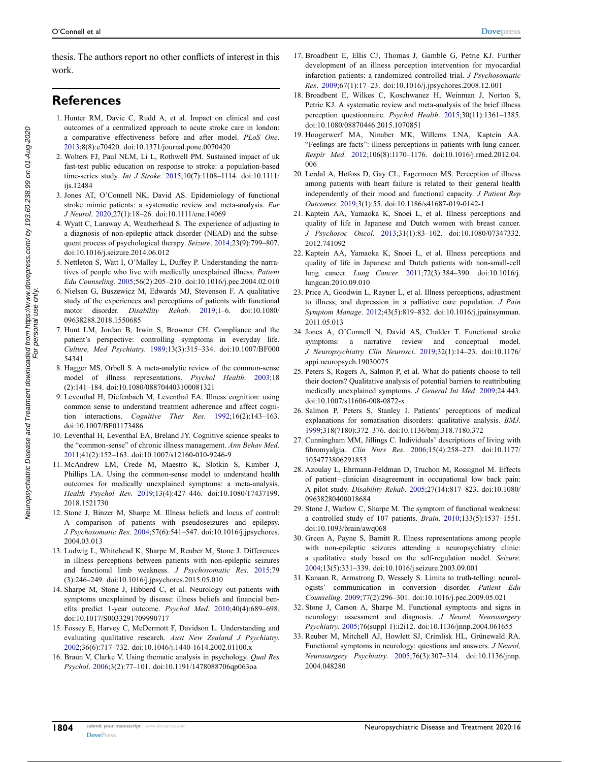thesis. The authors report no other conflicts of interest in this work.

## References

1. Hunter RM, Davie C, Rudd A, et al. Impact on clinical and cost outcomes of a centralized approach to acute stroke care in london: a comparative effectiveness before and after model. *PLoS One*. 2013;8(8):e70420. doi:10.1371/journal.pone.0070420
2. Wolters FJ, Paul NLM, Li L, Rothwell PM. Sustained impact of uk fast-test public education on response to stroke: a population-based time-series study. *Int J Stroke*. 2015;10(7):1108–1114. doi:10.1111/ijs.12484
3. Jones AT, O'Connell NK, David AS. Epidemiology of functional stroke mimic patients: a systematic review and meta-analysis. *Eur J Neurol*. 2020;27(1):18–26. doi:10.1111/ene.14069
4. Wyatt C, Laraway A, Weatherhead S. The experience of adjusting to a diagnosis of non-epileptic attack disorder (NEAD) and the subsequent process of psychological therapy. *Seizure*. 2014;23(9):799–807. doi:10.1016/j.seizure.2014.06.012
5. Nettleton S, Watt I, O'Malley L, Duffey P. Understanding the narratives of people who live with medically unexplained illness. *Patient Edu Counseling*. 2005;56(2):205–210. doi:10.1016/j.pec.2004.02.010
6. Nielsen G, Buszewicz M, Edwards MJ, Stevenson F. A qualitative study of the experiences and perceptions of patients with functional motor disorder. *Disability Rehab*. 2019;1–6. doi:10.1080/09638288.2018.1550685
7. Hunt LM, Jordan B, Irwin S, Browner CH. Compliance and the patient's perspective: controlling symptoms in everyday life. *Culture, Med Psychiatry*. 1989;13(3):315–334. doi:10.1007/BF00054341
8. Hagger MS, Orbell S. A meta-analytic review of the common-sense model of illness representations. *Psychol Health*. 2003;18(2):141–184. doi:10.1080/088704403100081321
9. Leventhal H, Diefenbach M, Leventhal EA. Illness cognition: using common sense to understand treatment adherence and affect cognition interactions. *Cognitive Ther Res*. 1992;16(2):143–163. doi:10.1007/BF01173486
10. Leventhal H, Leventhal EA, Breland JY. Cognitive science speaks to the "common-sense" of chronic illness management. *Ann Behav Med*. 2011;41(2):152–163. doi:10.1007/s12160-010-9246-9
11. McAndrew LM, Crede M, Maestro K, Slotkin S, Kimber J, Phillips LA. Using the common-sense model to understand health outcomes for medically unexplained symptoms: a meta-analysis. *Health Psychol Rev*. 2019;13(4):427–446. doi:10.1080/17437199.2018.1521730
12. Stone J, Binzer M, Sharpe M. Illness beliefs and locus of control: A comparison of patients with pseudoseizures and epilepsy. *J Psychosomatic Res*. 2004;57(6):541–547. doi:10.1016/j.jpsychores.2004.03.013
13. Ludwig L, Whitehead K, Sharpe M, Reuber M, Stone J. Differences in illness perceptions between patients with non-epileptic seizures and functional limb weakness. *J Psychosomatic Res*. 2015;79(3):246–249. doi:10.1016/j.jpsychores.2015.05.010
14. Sharpe M, Stone J, Hibberd C, et al. Neurology out-patients with symptoms unexplained by disease: illness beliefs and financial benefits predict 1-year outcome. *Psychol Med*. 2010;40(4):689–698. doi:10.1017/S0033291709990717
15. Fossey E, Harvey C, McDermott F, Davidson L. Understanding and evaluating qualitative research. *Aust New Zealand J Psychiatry*. 2002;36(6):717–732. doi:10.1046/j.1440-1614.2002.01100.x
16. Braun V, Clarke V. Using thematic analysis in psychology. *Qual Res Psychol*. 2006;3(2):77–101. doi:10.1191/1478088706qp063oa
17. Broadbent E, Ellis CJ, Thomas J, Gamble G, Petrie KJ. Further development of an illness perception intervention for myocardial infarction patients: a randomized controlled trial. *J Psychosomatic Res*. 2009;67(1):17–23. doi:10.1016/j.jpsychores.2008.12.001
18. Broadbent E, Wilkes C, Koschwanez H, Weinman J, Norton S, Petrie KJ. A systematic review and meta-analysis of the brief illness perception questionnaire. *Psychol Health*. 2015;30(11):1361–1385. doi:10.1080/08870446.2015.1070851
19. Hoogerwerf MA, Ninaber MK, Willems LNA, Kaptein AA. "Feelings are facts": illness perceptions in patients with lung cancer. *Respir Med*. 2012;106(8):1170–1176. doi:10.1016/j.rmed.2012.04.006
20. Lerdal A, Hofoss D, Gay CL, Fagermoen MS. Perception of illness among patients with heart failure is related to their general health independently of their mood and functional capacity. *J Patient Rep Outcomes*. 2019;3(1):55. doi:10.1186/s41687-019-0142-1
21. Kaptein AA, Yamaoka K, Snoei L, et al. Illness perceptions and quality of life in Japanese and Dutch women with breast cancer. *J Psychosoc Oncol*. 2013;31(1):83–102. doi:10.1080/07347332.2012.741092
22. Kaptein AA, Yamaoka K, Snoei L, et al. Illness perceptions and quality of life in Japanese and Dutch patients with non-small-cell lung cancer. *Lung Cancer*. 2011;72(3):384–390. doi:10.1016/j.lungcan.2010.09.010
23. Price A, Goodwin L, Rayner L, et al. Illness perceptions, adjustment to illness, and depression in a palliative care population. *J Pain Symptom Manage*. 2012;43(5):819–832. doi:10.1016/j.jpainsymman.2011.05.013
24. Jones A, O'Connell N, David AS, Chalder T. Functional stroke symptoms: a narrative review and conceptual model. *J Neuropsychiatry Clin Neurosci*. 2019;32(1):14–23. doi:10.1176/appi.neuropsych.19030075
25. Peters S, Rogers A, Salmon P, et al. What do patients choose to tell their doctors? Qualitative analysis of potential barriers to reattributing medically unexplained symptoms. *J General Int Med*. 2009;24:443. doi:10.1007/s11606-008-0872-x
26. Salmon P, Peters S, Stanley I. Patients' perceptions of medical explanations for somatisation disorders: qualitative analysis. *BMJ*. 1999;318(7180):372–376. doi:10.1136/bmj.318.7180.372
27. Cunningham MM, Jillings C. Individuals' descriptions of living with fibromyalgia. *Clin Nurs Res*. 2006;15(4):258–273. doi:10.1177/1054773806291853
28. Azoulay L, Ehrmann-Feldman D, Truchon M, Rossignol M. Effects of patient–clinician disagreement in occupational low back pain: A pilot study. *Disability Rehab*. 2005;27(14):817–823. doi:10.1080/09638280400018684
29. Stone J, Warlow C, Sharpe M. The symptom of functional weakness: a controlled study of 107 patients. *Brain*. 2010;133(5):1537–1551. doi:10.1093/brain/awq068
30. Green A, Payne S, Barnitt R. Illness representations among people with non-epileptic seizures attending a neuropsychiatry clinic: a qualitative study based on the self-regulation model. *Seizure*. 2004;13(5):331–339. doi:10.1016/j.seizure.2003.09.001
31. Kanaan R, Armstrong D, Wessely S. Limits to truth-telling: neurologists' communication in conversion disorder. *Patient Edu Counseling*. 2009;77(2):296–301. doi:10.1016/j.pec.2009.05.021
32. Stone J, Carson A, Sharpe M. Functional symptoms and signs in neurology: assessment and diagnosis. *J Neurol, Neurosurgery Psychiatry*. 2005;76(suppl 1):i2i12. doi:10.1136/jnnp.2004.061655
33. Reuber M, Mitchell AJ, Howlett SJ, Crimlisk HL, Grünewald RA. Functional symptoms in neurology: questions and answers. *J Neurol, Neurosurgery Psychiatry*. 2005;76(3):307–314. doi:10.1136/jnnp.2004.048280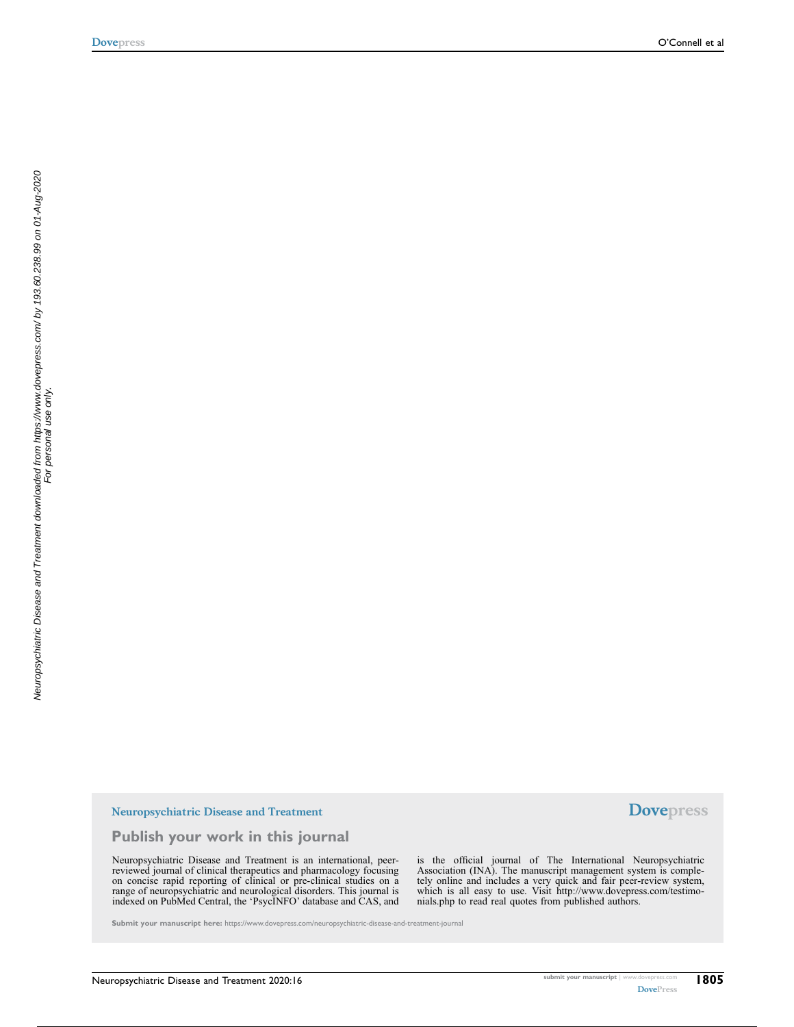**Neuropsychiatric Disease and Treatment**

**Dovepress**

## Publish your work in this journal

Neuropsychiatric Disease and Treatment is an international, peer-reviewed journal of clinical therapeutics and pharmacology focusing on concise rapid reporting of clinical or pre-clinical studies on a range of neuropsychiatric and neurological disorders. This journal is indexed on PubMed Central, the 'PsycINFO' database and CAS, and is the official journal of The International Neuropsychiatric Association (INA). The manuscript management system is completely online and includes a very quick and fair peer-review system, which is all easy to use. Visit http://www.dovepress.com/testimonials.php to read real quotes from published authors.

**Submit your manuscript here:** https://www.dovepress.com/neuropsychiatric-disease-and-treatment-journal